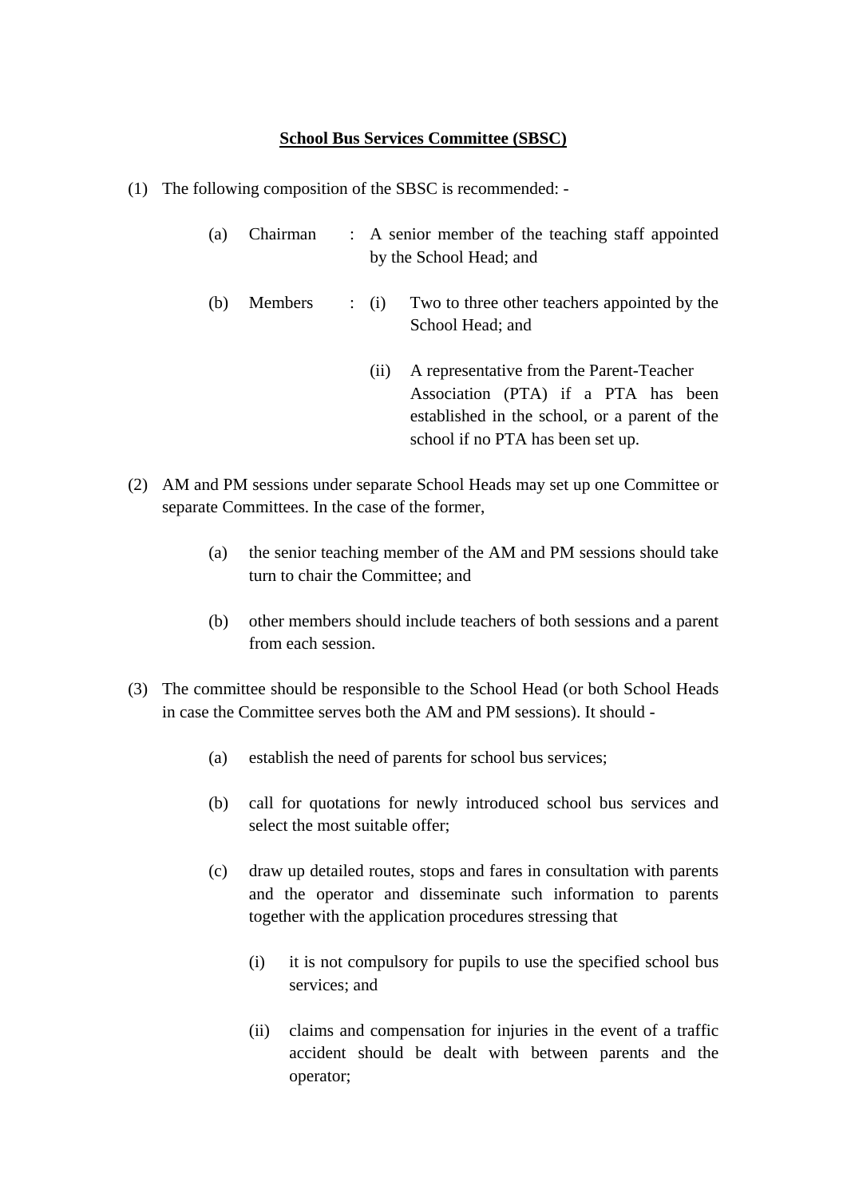**<u>School Bus Services Committee (SBSC)</u>**

(1) The following composition of the SBSC is recommended: -

  (a) Chairman : A senior member of the teaching staff appointed by the School Head; and

  (b) Members : (i) Two to three other teachers appointed by the School Head; and

    (ii) A representative from the Parent-Teacher Association (PTA) if a PTA has been established in the school, or a parent of the school if no PTA has been set up.

(2) AM and PM sessions under separate School Heads may set up one Committee or separate Committees. In the case of the former,

  (a) the senior teaching member of the AM and PM sessions should take turn to chair the Committee; and

  (b) other members should include teachers of both sessions and a parent from each session.

(3) The committee should be responsible to the School Head (or both School Heads in case the Committee serves both the AM and PM sessions). It should -

  (a) establish the need of parents for school bus services;

  (b) call for quotations for newly introduced school bus services and select the most suitable offer;

  (c) draw up detailed routes, stops and fares in consultation with parents and the operator and disseminate such information to parents together with the application procedures stressing that

    (i) it is not compulsory for pupils to use the specified school bus services; and

    (ii) claims and compensation for injuries in the event of a traffic accident should be dealt with between parents and the operator;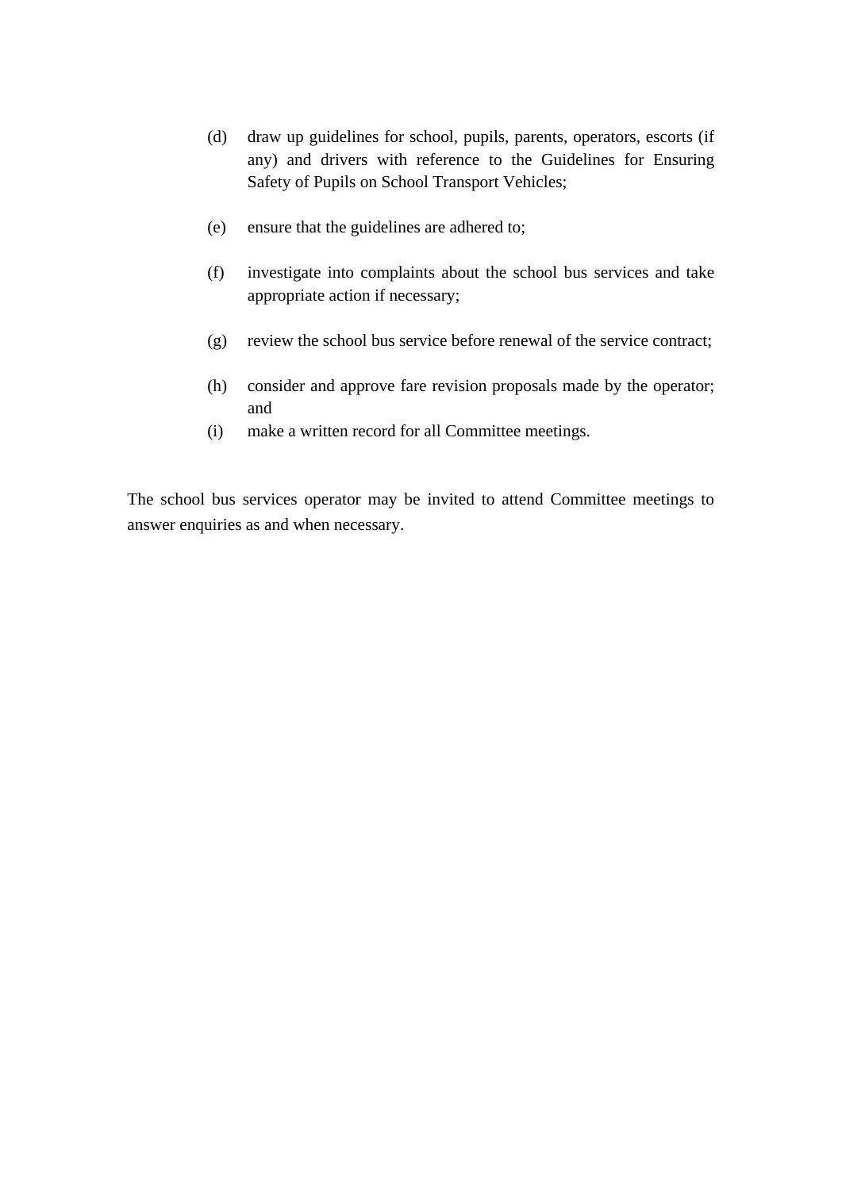(d) draw up guidelines for school, pupils, parents, operators, escorts (if any) and drivers with reference to the Guidelines for Ensuring Safety of Pupils on School Transport Vehicles;

(e) ensure that the guidelines are adhered to;

(f) investigate into complaints about the school bus services and take appropriate action if necessary;

(g) review the school bus service before renewal of the service contract;

(h) consider and approve fare revision proposals made by the operator; and

(i) make a written record for all Committee meetings.

The school bus services operator may be invited to attend Committee meetings to answer enquiries as and when necessary.